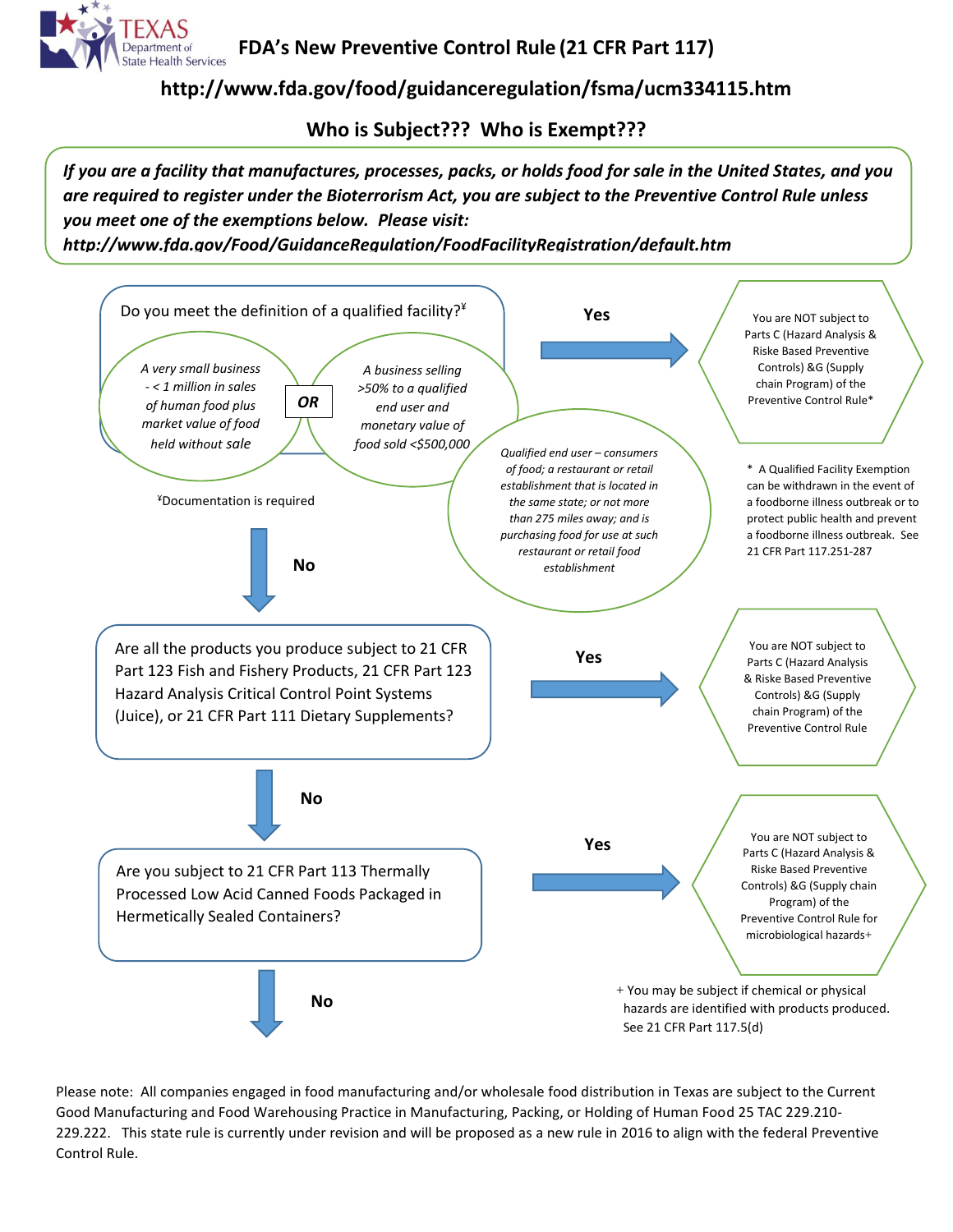# FDA's New Preventive Control Rule (21 CFR Part 117)

**http://www.fda.gov/food/guidanceregulation/fsma/ucm334115.htm**

## Who is Subject??? Who is Exempt???

***If you are a facility that manufactures, processes, packs, or holds food for sale in the United States, and you are required to register under the Bioterrorism Act, you are subject to the Preventive Control Rule unless you meet one of the exemptions below. Please visit: http://www.fda.gov/Food/GuidanceRegulation/FoodFacilityRegistration/default.htm***

---

**Do you meet the definition of a qualified facility?[¥]**

- *A very small business - < 1 million in sales of human food plus market value of food held without sale*

**OR**

- *A business selling >50% to a qualified end user and monetary value of food sold <$500,000*

*Qualified end user – consumers of food; a restaurant or retail establishment that is located in the same state; or not more than 275 miles away; and is purchasing food for use at such restaurant or retail food establishment*

¥Documentation is required

**Yes** → You are NOT subject to Parts C (Hazard Analysis & Riske Based Preventive Controls) &G (Supply chain Program) of the Preventive Control Rule*

\* A Qualified Facility Exemption can be withdrawn in the event of a foodborne illness outbreak or to protect public health and prevent a foodborne illness outbreak. See 21 CFR Part 117.251-287

**No** ↓

---

**Are all the products you produce subject to 21 CFR Part 123 Fish and Fishery Products, 21 CFR Part 123 Hazard Analysis Critical Control Point Systems (Juice), or 21 CFR Part 111 Dietary Supplements?**

**Yes** → You are NOT subject to Parts C (Hazard Analysis & Riske Based Preventive Controls) &G (Supply chain Program) of the Preventive Control Rule

**No** ↓

---

**Are you subject to 21 CFR Part 113 Thermally Processed Low Acid Canned Foods Packaged in Hermetically Sealed Containers?**

**Yes** → You are NOT subject to Parts C (Hazard Analysis & Riske Based Preventive Controls) &G (Supply chain Program) of the Preventive Control Rule for microbiological hazards+

\+ You may be subject if chemical or physical hazards are identified with products produced. See 21 CFR Part 117.5(d)

**No** ↓

---

Please note: All companies engaged in food manufacturing and/or wholesale food distribution in Texas are subject to the Current Good Manufacturing and Food Warehousing Practice in Manufacturing, Packing, or Holding of Human Food 25 TAC 229.210-229.222. This state rule is currently under revision and will be proposed as a new rule in 2016 to align with the federal Preventive Control Rule.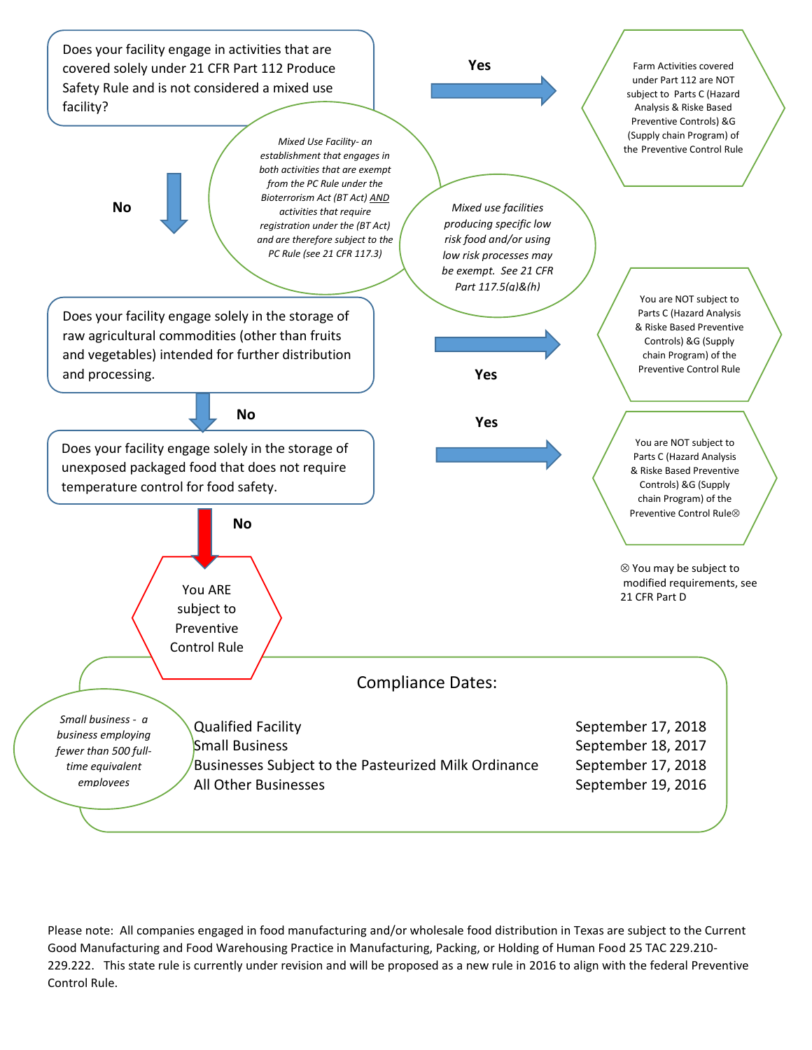Does your facility engage in activities that are covered solely under 21 CFR Part 112 Produce Safety Rule and is not considered a mixed use facility?

**Yes**

Farm Activities covered under Part 112 are NOT subject to Parts C (Hazard Analysis & Riske Based Preventive Controls) &G (Supply chain Program) of the Preventive Control Rule

**No**

*Mixed Use Facility- an establishment that engages in both activities that are exempt from the PC Rule under the Bioterrorism Act (BT Act) AND activities that require registration under the (BT Act) and are therefore subject to the PC Rule (see 21 CFR 117.3)*

*Mixed use facilities producing specific low risk food and/or using low risk processes may be exempt. See 21 CFR Part 117.5(g)&(h)*

Does your facility engage solely in the storage of raw agricultural commodities (other than fruits and vegetables) intended for further distribution and processing.

**Yes**

You are NOT subject to Parts C (Hazard Analysis & Riske Based Preventive Controls) &G (Supply chain Program) of the Preventive Control Rule

**No**

Does your facility engage solely in the storage of unexposed packaged food that does not require temperature control for food safety.

**Yes**

You are NOT subject to Parts C (Hazard Analysis & Riske Based Preventive Controls) &G (Supply chain Program) of the Preventive Control Rule⊗

⊗ You may be subject to modified requirements, see 21 CFR Part D

**No**

You ARE subject to Preventive Control Rule

## Compliance Dates:

*Small business - a business employing fewer than 500 full-time equivalent employees*

| | |
|---|---|
| Qualified Facility | September 17, 2018 |
| Small Business | September 18, 2017 |
| Businesses Subject to the Pasteurized Milk Ordinance | September 17, 2018 |
| All Other Businesses | September 19, 2016 |

Please note: All companies engaged in food manufacturing and/or wholesale food distribution in Texas are subject to the Current Good Manufacturing and Food Warehousing Practice in Manufacturing, Packing, or Holding of Human Food 25 TAC 229.210-229.222. This state rule is currently under revision and will be proposed as a new rule in 2016 to align with the federal Preventive Control Rule.